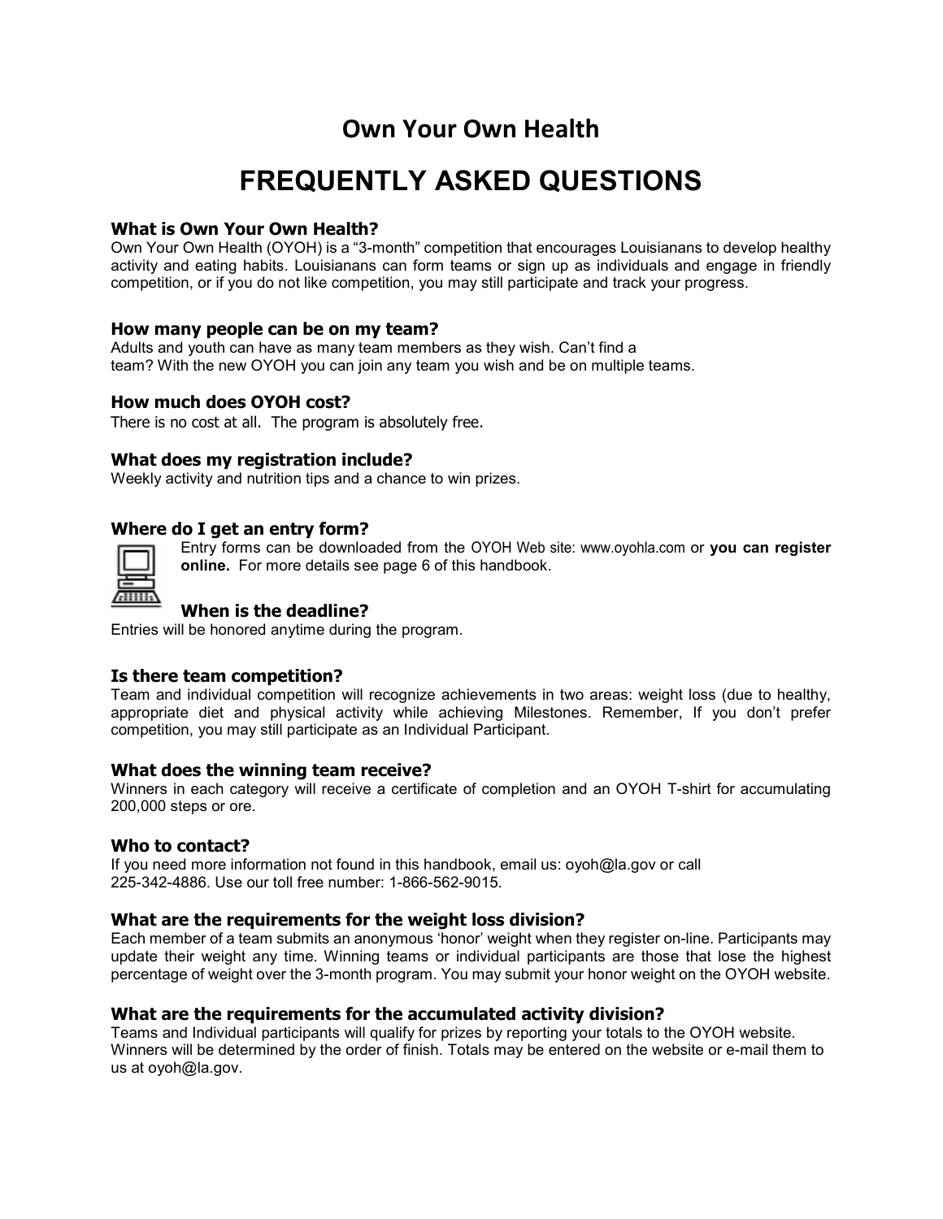# Own Your Own Health

# FREQUENTLY ASKED QUESTIONS

### What is Own Your Own Health?

Own Your Own Health (OYOH) is a "3-month" competition that encourages Louisianans to develop healthy activity and eating habits. Louisianans can form teams or sign up as individuals and engage in friendly competition, or if you do not like competition, you may still participate and track your progress.

### How many people can be on my team?

Adults and youth can have as many team members as they wish. Can't find a team? With the new OYOH you can join any team you wish and be on multiple teams.

### How much does OYOH cost?

There is no cost at all. The program is absolutely free.

### What does my registration include?

Weekly activity and nutrition tips and a chance to win prizes.

### Where do I get an entry form?

Entry forms can be downloaded from the OYOH Web site: www.oyohla.com or **you can register online.** For more details see page 6 of this handbook.

### When is the deadline?

Entries will be honored anytime during the program.

### Is there team competition?

Team and individual competition will recognize achievements in two areas: weight loss (due to healthy, appropriate diet and physical activity while achieving Milestones. Remember, If you don't prefer competition, you may still participate as an Individual Participant.

### What does the winning team receive?

Winners in each category will receive a certificate of completion and an OYOH T-shirt for accumulating 200,000 steps or ore.

### Who to contact?

If you need more information not found in this handbook, email us: oyoh@la.gov or call 225-342-4886. Use our toll free number: 1-866-562-9015.

### What are the requirements for the weight loss division?

Each member of a team submits an anonymous 'honor' weight when they register on-line. Participants may update their weight any time. Winning teams or individual participants are those that lose the highest percentage of weight over the 3-month program. You may submit your honor weight on the OYOH website.

### What are the requirements for the accumulated activity division?

Teams and Individual participants will qualify for prizes by reporting your totals to the OYOH website. Winners will be determined by the order of finish. Totals may be entered on the website or e-mail them to us at oyoh@la.gov.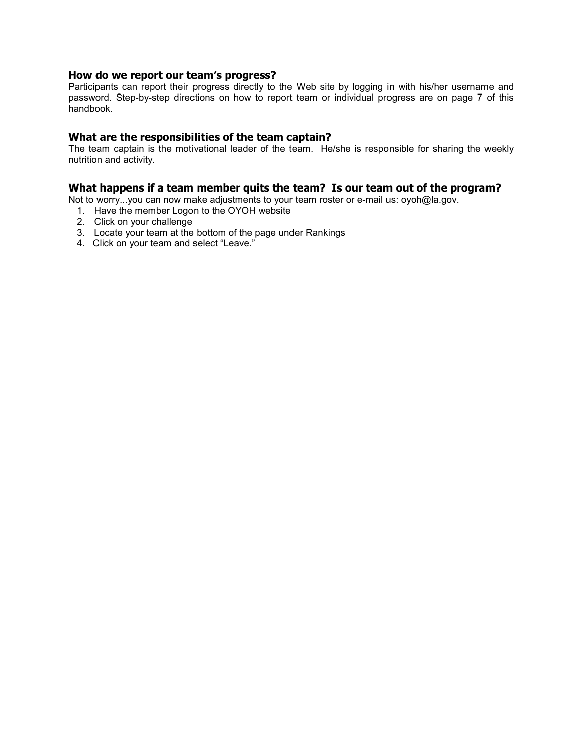### How do we report our team's progress?

Participants can report their progress directly to the Web site by logging in with his/her username and password. Step-by-step directions on how to report team or individual progress are on page 7 of this handbook.

### What are the responsibilities of the team captain?

The team captain is the motivational leader of the team. He/she is responsible for sharing the weekly nutrition and activity.

### What happens if a team member quits the team? Is our team out of the program?

Not to worry...you can now make adjustments to your team roster or e-mail us: oyoh@la.gov.

1. Have the member Logon to the OYOH website
2. Click on your challenge
3. Locate your team at the bottom of the page under Rankings
4. Click on your team and select "Leave."